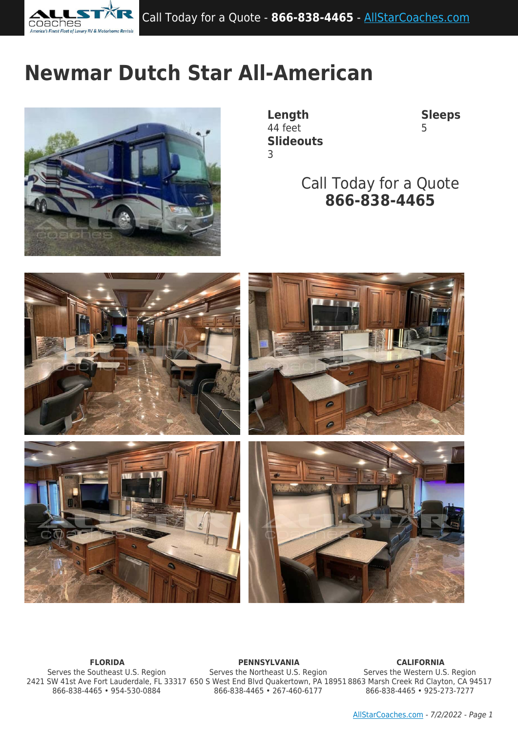Call Today for a Quote - **866-838-4465** - [AllStarCoaches.com](AllStarCoaches.com)

# Newmar Dutch Star All-American

**Length**
44 feet

**Sleeps**
5

**Slideouts**
3

Call Today for a Quote
**866-838-4465**

**FLORIDA**
Serves the Southeast U.S. Region
2421 SW 41st Ave Fort Lauderdale, FL 33317
866-838-4465 • 954-530-0884

**PENNSYLVANIA**
Serves the Northeast U.S. Region
650 S West End Blvd Quakertown, PA 18951
866-838-4465 • 267-460-6177

**CALIFORNIA**
Serves the Western U.S. Region
8863 Marsh Creek Rd Clayton, CA 94517
866-838-4465 • 925-273-7277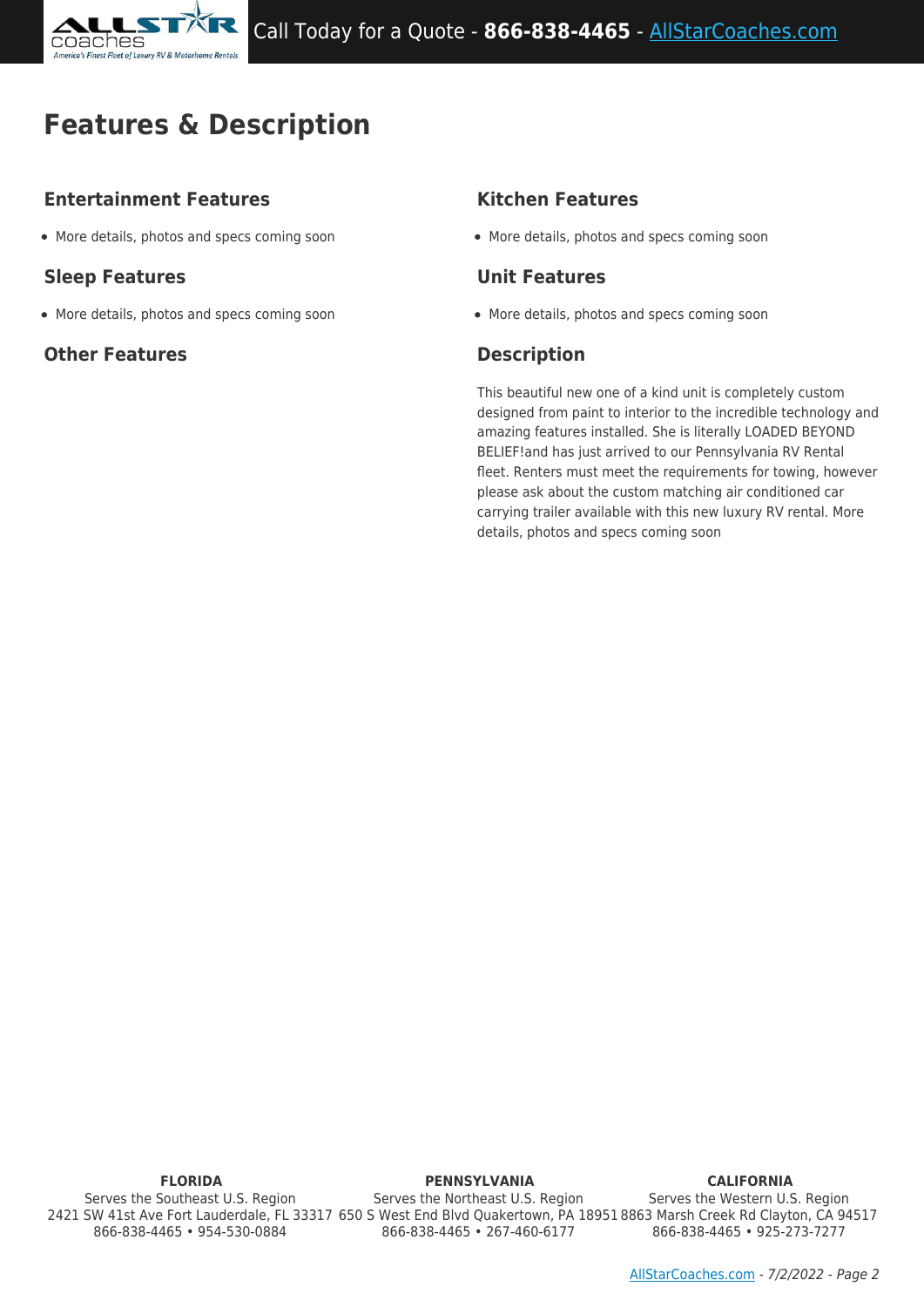# Features & Description

### Entertainment Features

- More details, photos and specs coming soon

### Sleep Features

- More details, photos and specs coming soon

### Other Features

### Kitchen Features

- More details, photos and specs coming soon

### Unit Features

- More details, photos and specs coming soon

### Description

This beautiful new one of a kind unit is completely custom designed from paint to interior to the incredible technology and amazing features installed. She is literally LOADED BEYOND BELIEF!and has just arrived to our Pennsylvania RV Rental fleet. Renters must meet the requirements for towing, however please ask about the custom matching air conditioned car carrying trailer available with this new luxury RV rental. More details, photos and specs coming soon